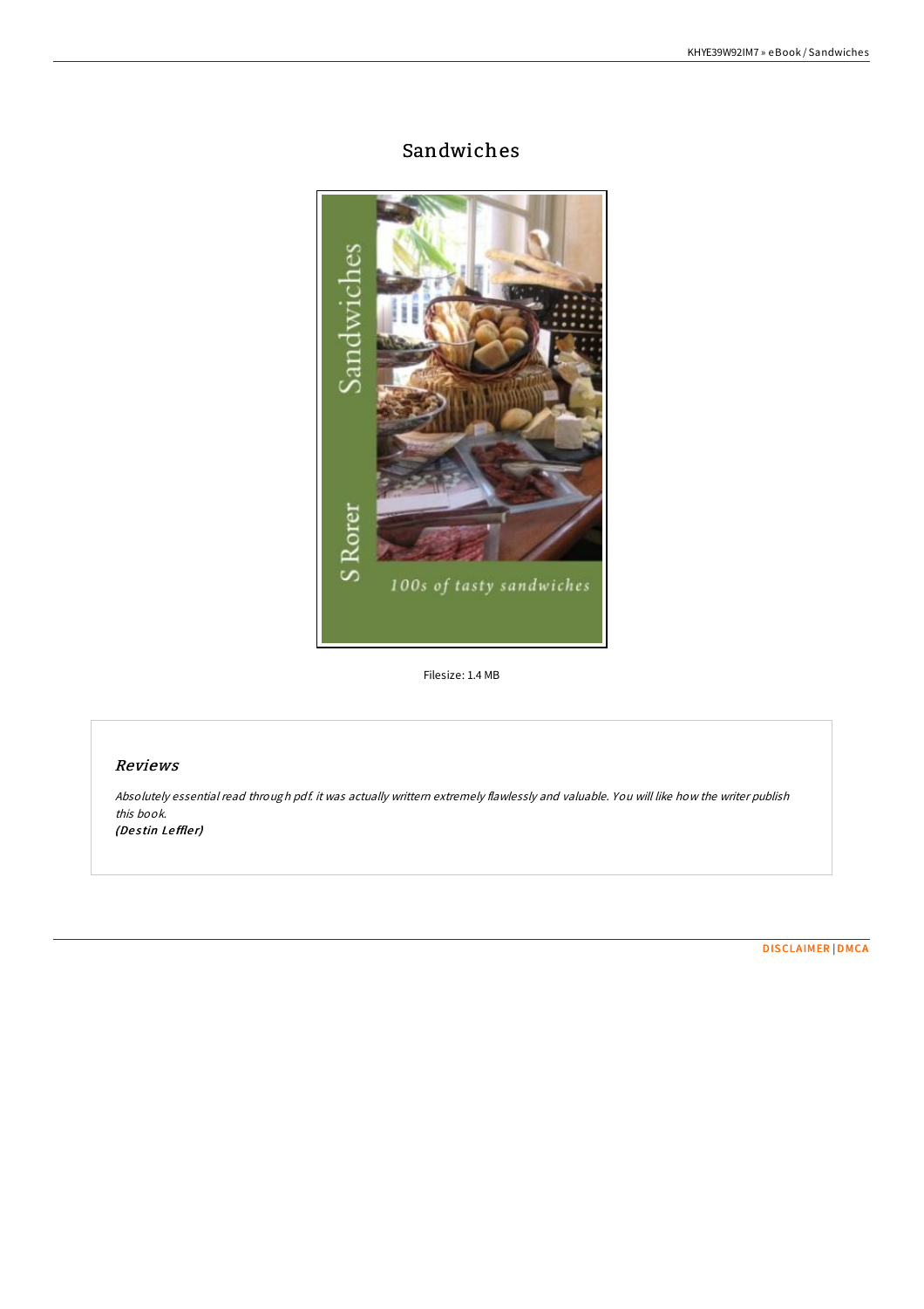# Sandwiches

Filesize: 1.4 MB

## Reviews

*Absolutely essential read through pdf. it was actually writtern extremely flawlessly and valuable. You will like how the writer publish this book.*
***(Destin Leffler)***

DISCLAIMER | DMCA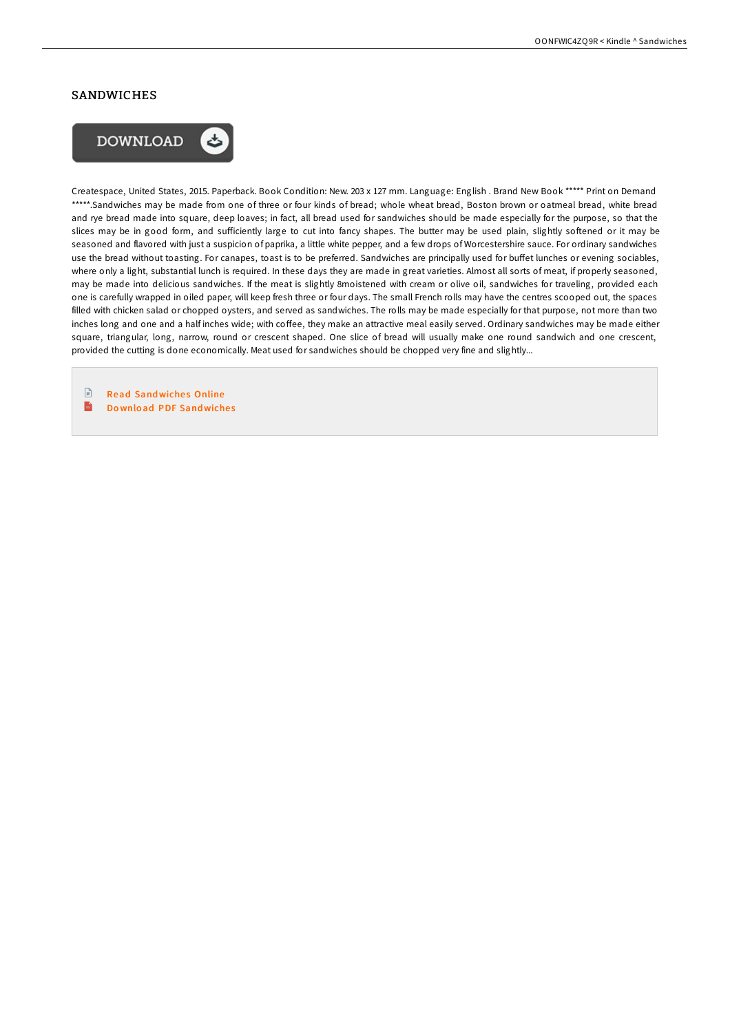# SANDWICHES

DOWNLOAD

Createspace, United States, 2015. Paperback. Book Condition: New. 203 x 127 mm. Language: English . Brand New Book ***** Print on Demand *****.Sandwiches may be made from one of three or four kinds of bread; whole wheat bread, Boston brown or oatmeal bread, white bread and rye bread made into square, deep loaves; in fact, all bread used for sandwiches should be made especially for the purpose, so that the slices may be in good form, and sufficiently large to cut into fancy shapes. The butter may be used plain, slightly softened or it may be seasoned and flavored with just a suspicion of paprika, a little white pepper, and a few drops of Worcestershire sauce. For ordinary sandwiches use the bread without toasting. For canapes, toast is to be preferred. Sandwiches are principally used for buffet lunches or evening sociables, where only a light, substantial lunch is required. In these days they are made in great varieties. Almost all sorts of meat, if properly seasoned, may be made into delicious sandwiches. If the meat is slightly 8moistened with cream or olive oil, sandwiches for traveling, provided each one is carefully wrapped in oiled paper, will keep fresh three or four days. The small French rolls may have the centres scooped out, the spaces filled with chicken salad or chopped oysters, and served as sandwiches. The rolls may be made especially for that purpose, not more than two inches long and one and a half inches wide; with coffee, they make an attractive meal easily served. Ordinary sandwiches may be made either square, triangular, long, narrow, round or crescent shaped. One slice of bread will usually make one round sandwich and one crescent, provided the cutting is done economically. Meat used for sandwiches should be chopped very fine and slightly...

- Read Sandwiches Online
- Download PDF Sandwiches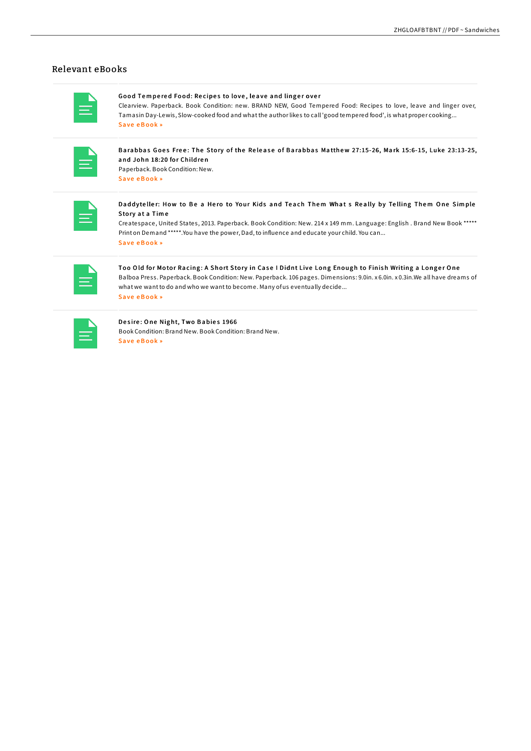## Relevant eBooks

### Good Tempered Food: Recipes to love, leave and linger over

Clearview. Paperback. Book Condition: new. BRAND NEW, Good Tempered Food: Recipes to love, leave and linger over, Tamasin Day-Lewis, Slow-cooked food and what the author likes to call 'good tempered food', is what proper cooking...

Save eBook »

### Barabbas Goes Free: The Story of the Release of Barabbas Matthew 27:15-26, Mark 15:6-15, Luke 23:13-25, and John 18:20 for Children

Paperback. Book Condition: New.

Save eBook »

### Daddyteller: How to Be a Hero to Your Kids and Teach Them What s Really by Telling Them One Simple Story at a Time

Createspace, United States, 2013. Paperback. Book Condition: New. 214 x 149 mm. Language: English . Brand New Book ***** Print on Demand *****.You have the power, Dad, to influence and educate your child. You can...

Save eBook »

### Too Old for Motor Racing: A Short Story in Case I Didnt Live Long Enough to Finish Writing a Longer One

Balboa Press. Paperback. Book Condition: New. Paperback. 106 pages. Dimensions: 9.0in. x 6.0in. x 0.3in.We all have dreams of what we want to do and who we want to become. Many of us eventually decide...

Save eBook »

### Desire: One Night, Two Babies 1966

Book Condition: Brand New. Book Condition: Brand New.

Save eBook »